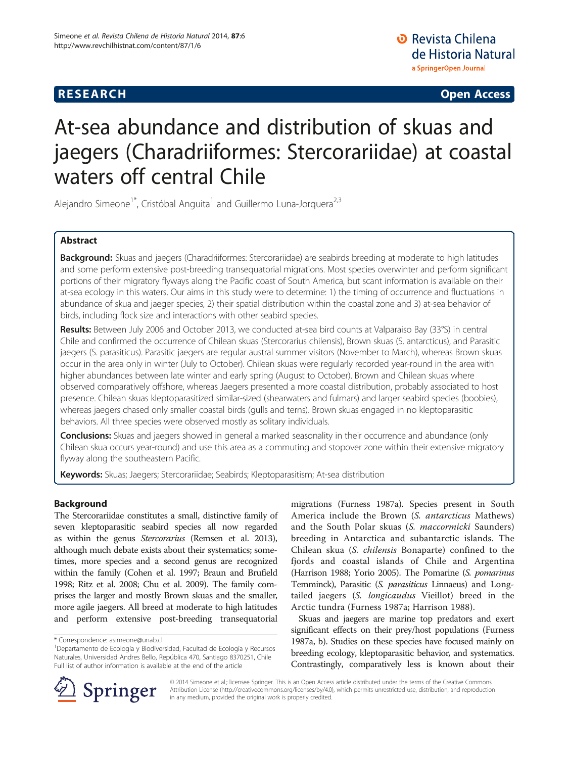**RESEARCH** **Open Access**

# At-sea abundance and distribution of skuas and jaegers (Charadriiformes: Stercorariidae) at coastal waters off central Chile

Alejandro Simeone[1*], Cristóbal Anguita[1] and Guillermo Luna-Jorquera[2,3]

## Abstract

**Background:** Skuas and jaegers (Charadriiformes: Stercorariidae) are seabirds breeding at moderate to high latitudes and some perform extensive post-breeding transequatorial migrations. Most species overwinter and perform significant portions of their migratory flyways along the Pacific coast of South America, but scant information is available on their at-sea ecology in this waters. Our aims in this study were to determine: 1) the timing of occurrence and fluctuations in abundance of skua and jaeger species, 2) their spatial distribution within the coastal zone and 3) at-sea behavior of birds, including flock size and interactions with other seabird species.

**Results:** Between July 2006 and October 2013, we conducted at-sea bird counts at Valparaiso Bay (33°S) in central Chile and confirmed the occurrence of Chilean skuas (Stercorarius chilensis), Brown skuas (S. antarcticus), and Parasitic jaegers (S. parasiticus). Parasitic jaegers are regular austral summer visitors (November to March), whereas Brown skuas occur in the area only in winter (July to October). Chilean skuas were regularly recorded year-round in the area with higher abundances between late winter and early spring (August to October). Brown and Chilean skuas where observed comparatively offshore, whereas Jaegers presented a more coastal distribution, probably associated to host presence. Chilean skuas kleptoparasitized similar-sized (shearwaters and fulmars) and larger seabird species (boobies), whereas jaegers chased only smaller coastal birds (gulls and terns). Brown skuas engaged in no kleptoparasitic behaviors. All three species were observed mostly as solitary individuals.

**Conclusions:** Skuas and jaegers showed in general a marked seasonality in their occurrence and abundance (only Chilean skua occurs year-round) and use this area as a commuting and stopover zone within their extensive migratory flyway along the southeastern Pacific.

**Keywords:** Skuas; Jaegers; Stercorariidae; Seabirds; Kleptoparasitism; At-sea distribution

## Background

The Stercorariidae constitutes a small, distinctive family of seven kleptoparasitic seabird species all now regarded as within the genus *Stercorarius* (Remsen et al. 2013), although much debate exists about their systematics; sometimes, more species and a second genus are recognized within the family (Cohen et al. 1997; Braun and Brufield 1998; Ritz et al. 2008; Chu et al. 2009). The family comprises the larger and mostly Brown skuas and the smaller, more agile jaegers. All breed at moderate to high latitudes and perform extensive post-breeding transequatorial migrations (Furness 1987a). Species present in South America include the Brown (*S. antarcticus* Mathews) and the South Polar skuas (*S. maccormicki* Saunders) breeding in Antarctica and subantarctic islands. The Chilean skua (*S. chilensis* Bonaparte) confined to the fjords and coastal islands of Chile and Argentina (Harrison 1988; Yorio 2005). The Pomarine (*S. pomarinus* Temminck), Parasitic (*S. parasiticus* Linnaeus) and Long-tailed jaegers (*S. longicaudus* Vieillot) breed in the Arctic tundra (Furness 1987a; Harrison 1988).

Skuas and jaegers are marine top predators and exert significant effects on their prey/host populations (Furness 1987a, b). Studies on these species have focused mainly on breeding ecology, kleptoparasitic behavior, and systematics. Contrastingly, comparatively less is known about their

\* Correspondence: asimeone@unab.cl
[1]Departamento de Ecología y Biodiversidad, Facultad de Ecología y Recursos Naturales, Universidad Andres Bello, República 470, Santiago 8370251, Chile
Full list of author information is available at the end of the article

© 2014 Simeone et al.; licensee Springer. This is an Open Access article distributed under the terms of the Creative Commons Attribution License (http://creativecommons.org/licenses/by/4.0), which permits unrestricted use, distribution, and reproduction in any medium, provided the original work is properly credited.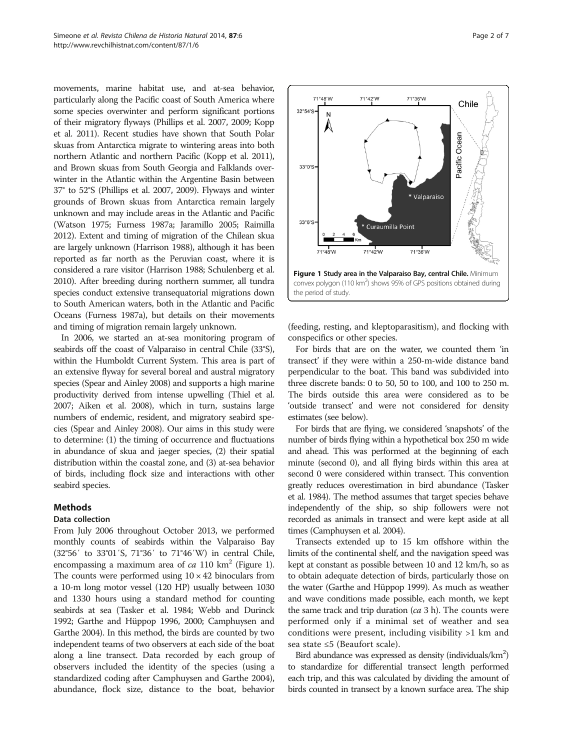movements, marine habitat use, and at-sea behavior, particularly along the Pacific coast of South America where some species overwinter and perform significant portions of their migratory flyways (Phillips et al. 2007, 2009; Kopp et al. 2011). Recent studies have shown that South Polar skuas from Antarctica migrate to wintering areas into both northern Atlantic and northern Pacific (Kopp et al. 2011), and Brown skuas from South Georgia and Falklands overwinter in the Atlantic within the Argentine Basin between 37° to 52°S (Phillips et al. 2007, 2009). Flyways and winter grounds of Brown skuas from Antarctica remain largely unknown and may include areas in the Atlantic and Pacific (Watson 1975; Furness 1987a; Jaramillo 2005; Raimilla 2012). Extent and timing of migration of the Chilean skua are largely unknown (Harrison 1988), although it has been reported as far north as the Peruvian coast, where it is considered a rare visitor (Harrison 1988; Schulenberg et al. 2010). After breeding during northern summer, all tundra species conduct extensive transequatorial migrations down to South American waters, both in the Atlantic and Pacific Oceans (Furness 1987a), but details on their movements and timing of migration remain largely unknown.

In 2006, we started an at-sea monitoring program of seabirds off the coast of Valparaiso in central Chile (33°S), within the Humboldt Current System. This area is part of an extensive flyway for several boreal and austral migratory species (Spear and Ainley 2008) and supports a high marine productivity derived from intense upwelling (Thiel et al. 2007; Aiken et al. 2008), which in turn, sustains large numbers of endemic, resident, and migratory seabird species (Spear and Ainley 2008). Our aims in this study were to determine: (1) the timing of occurrence and fluctuations in abundance of skua and jaeger species, (2) their spatial distribution within the coastal zone, and (3) at-sea behavior of birds, including flock size and interactions with other seabird species.

## Methods

### Data collection

From July 2006 throughout October 2013, we performed monthly counts of seabirds within the Valparaiso Bay (32°56′ to 33°01′S, 71°36′ to 71°46′W) in central Chile, encompassing a maximum area of *ca* 110 km$^2$ (Figure 1). The counts were performed using 10 × 42 binoculars from a 10-m long motor vessel (120 HP) usually between 1030 and 1330 hours using a standard method for counting seabirds at sea (Tasker et al. 1984; Webb and Durinck 1992; Garthe and Hüppop 1996, 2000; Camphuysen and Garthe 2004). In this method, the birds are counted by two independent teams of two observers at each side of the boat along a line transect. Data recorded by each group of observers included the identity of the species (using a standardized coding after Camphuysen and Garthe 2004), abundance, flock size, distance to the boat, behavior (feeding, resting, and kleptoparasitism), and flocking with conspecifics or other species.

**Figure 1 Study area in the Valparaiso Bay, central Chile.** Minimum convex polygon (110 km$^2$) shows 95% of GPS positions obtained during the period of study.

For birds that are on the water, we counted them 'in transect' if they were within a 250-m-wide distance band perpendicular to the boat. This band was subdivided into three discrete bands: 0 to 50, 50 to 100, and 100 to 250 m. The birds outside this area were considered as to be 'outside transect' and were not considered for density estimates (see below).

For birds that are flying, we considered 'snapshots' of the number of birds flying within a hypothetical box 250 m wide and ahead. This was performed at the beginning of each minute (second 0), and all flying birds within this area at second 0 were considered within transect. This convention greatly reduces overestimation in bird abundance (Tasker et al. 1984). The method assumes that target species behave independently of the ship, so ship followers were not recorded as animals in transect and were kept aside at all times (Camphuysen et al. 2004).

Transects extended up to 15 km offshore within the limits of the continental shelf, and the navigation speed was kept at constant as possible between 10 and 12 km/h, so as to obtain adequate detection of birds, particularly those on the water (Garthe and Hüppop 1999). As much as weather and wave conditions made possible, each month, we kept the same track and trip duration (*ca* 3 h). The counts were performed only if a minimal set of weather and sea conditions were present, including visibility >1 km and sea state ≤5 (Beaufort scale).

Bird abundance was expressed as density (individuals/km$^2$) to standardize for differential transect length performed each trip, and this was calculated by dividing the amount of birds counted in transect by a known surface area. The ship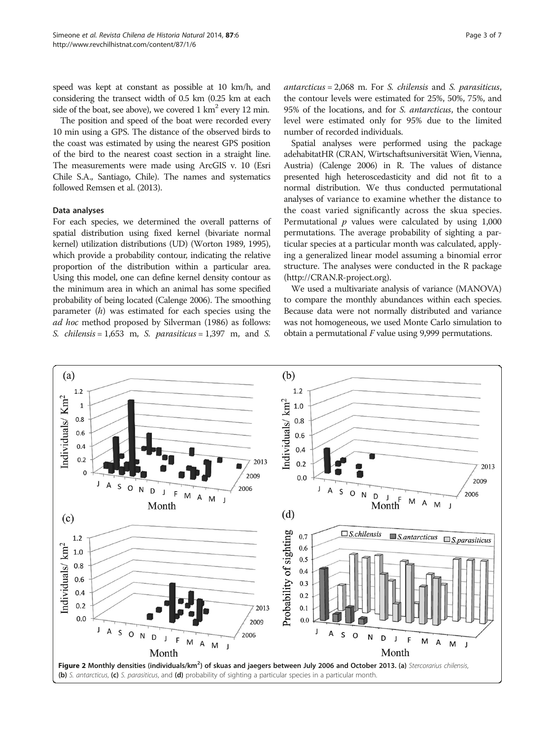speed was kept at constant as possible at 10 km/h, and considering the transect width of 0.5 km (0.25 km at each side of the boat, see above), we covered 1 km$^2$ every 12 min.

The position and speed of the boat were recorded every 10 min using a GPS. The distance of the observed birds to the coast was estimated by using the nearest GPS position of the bird to the nearest coast section in a straight line. The measurements were made using ArcGIS v. 10 (Esri Chile S.A., Santiago, Chile). The names and systematics followed Remsen et al. (2013).

### Data analyses

For each species, we determined the overall patterns of spatial distribution using fixed kernel (bivariate normal kernel) utilization distributions (UD) (Worton 1989, 1995), which provide a probability contour, indicating the relative proportion of the distribution within a particular area. Using this model, one can define kernel density contour as the minimum area in which an animal has some specified probability of being located (Calenge 2006). The smoothing parameter ($h$) was estimated for each species using the *ad hoc* method proposed by Silverman (1986) as follows: *S. chilensis* = 1,653 m, *S. parasiticus* = 1,397 m, and *S. antarcticus* = 2,068 m. For *S. chilensis* and *S. parasiticus*, the contour levels were estimated for 25%, 50%, 75%, and 95% of the locations, and for *S. antarcticus*, the contour level were estimated only for 95% due to the limited number of recorded individuals.

Spatial analyses were performed using the package adehabitatHR (CRAN, Wirtschaftsuniversität Wien, Vienna, Austria) (Calenge 2006) in R. The values of distance presented high heteroscedasticity and did not fit to a normal distribution. We thus conducted permutational analyses of variance to examine whether the distance to the coast varied significantly across the skua species. Permutational $p$ values were calculated by using 1,000 permutations. The average probability of sighting a particular species at a particular month was calculated, applying a generalized linear model assuming a binomial error structure. The analyses were conducted in the R package (http://CRAN.R-project.org).

We used a multivariate analysis of variance (MANOVA) to compare the monthly abundances within each species. Because data were not normally distributed and variance was not homogeneous, we used Monte Carlo simulation to obtain a permutational $F$ value using 9,999 permutations.

**Figure 2 Monthly densities (individuals/km$^2$) of skuas and jaegers between July 2006 and October 2013. (a)** *Stercorarius chilensis*, **(b)** *S. antarcticus*, **(c)** *S. parasiticus*, and **(d)** probability of sighting a particular species in a particular month.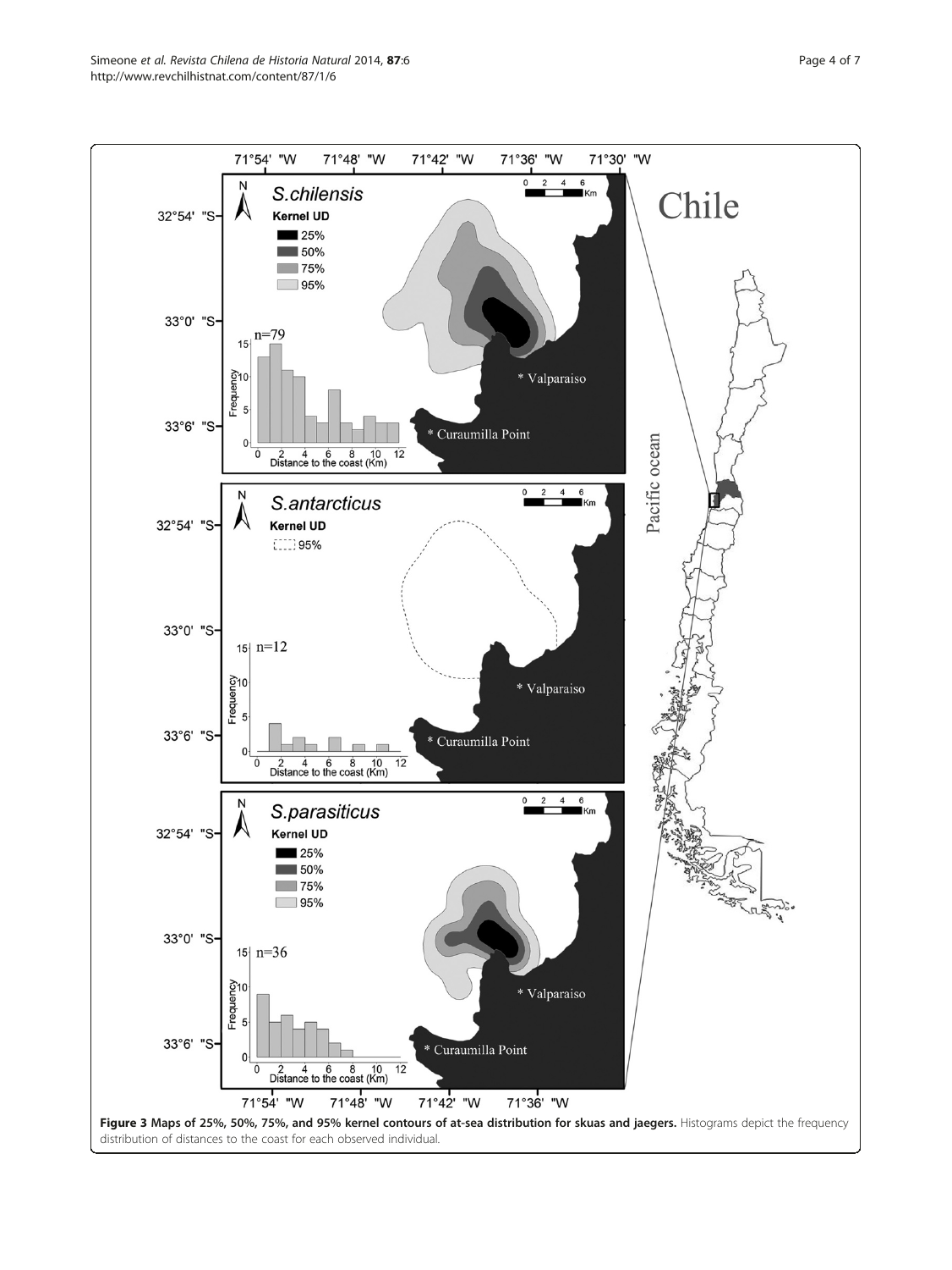**Figure 3 Maps of 25%, 50%, 75%, and 95% kernel contours of at-sea distribution for skuas and jaegers.** Histograms depict the frequency distribution of distances to the coast for each observed individual.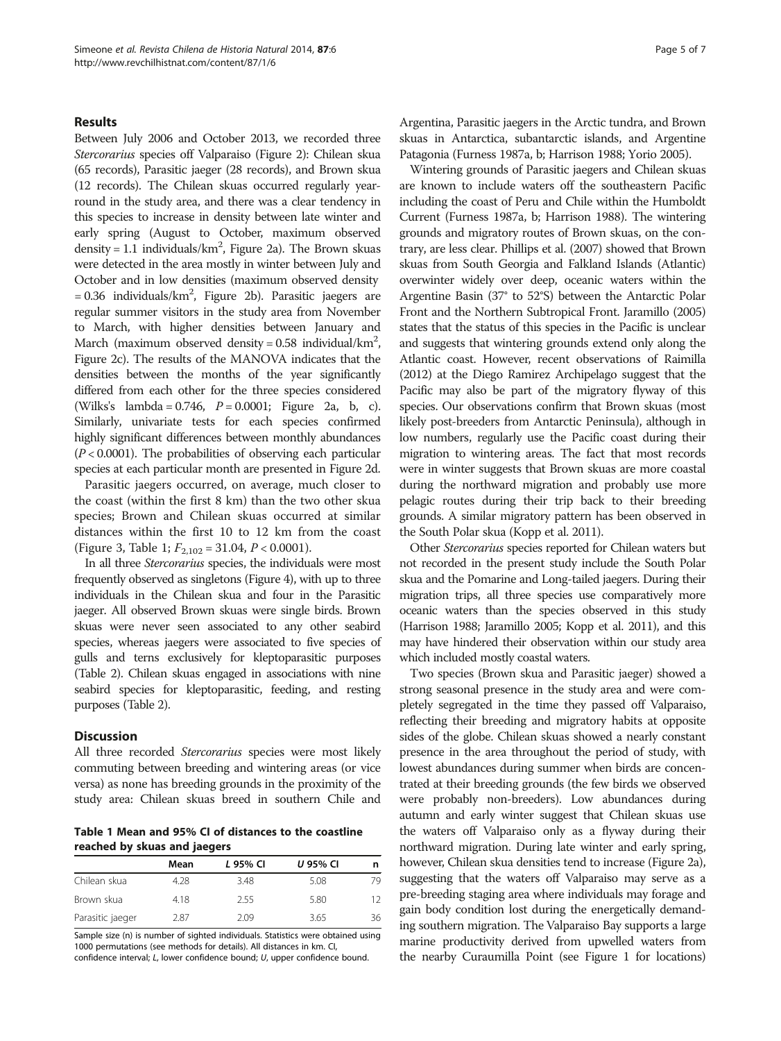## Results

Between July 2006 and October 2013, we recorded three *Stercorarius* species off Valparaiso (Figure 2): Chilean skua (65 records), Parasitic jaeger (28 records), and Brown skua (12 records). The Chilean skuas occurred regularly year-round in the study area, and there was a clear tendency in this species to increase in density between late winter and early spring (August to October, maximum observed density = 1.1 individuals/km$^2$, Figure 2a). The Brown skuas were detected in the area mostly in winter between July and October and in low densities (maximum observed density = 0.36 individuals/km$^2$, Figure 2b). Parasitic jaegers are regular summer visitors in the study area from November to March, with higher densities between January and March (maximum observed density = 0.58 individual/km$^2$, Figure 2c). The results of the MANOVA indicates that the densities between the months of the year significantly differed from each other for the three species considered (Wilks's lambda = 0.746, $P = 0.0001$; Figure 2a, b, c). Similarly, univariate tests for each species confirmed highly significant differences between monthly abundances ($P < 0.0001$). The probabilities of observing each particular species at each particular month are presented in Figure 2d.

Parasitic jaegers occurred, on average, much closer to the coast (within the first 8 km) than the two other skua species; Brown and Chilean skuas occurred at similar distances within the first 10 to 12 km from the coast (Figure 3, Table 1; $F_{2,102} = 31.04$, $P < 0.0001$).

In all three *Stercorarius* species, the individuals were most frequently observed as singletons (Figure 4), with up to three individuals in the Chilean skua and four in the Parasitic jaeger. All observed Brown skuas were single birds. Brown skuas were never seen associated to any other seabird species, whereas jaegers were associated to five species of gulls and terns exclusively for kleptoparasitic purposes (Table 2). Chilean skuas engaged in associations with nine seabird species for kleptoparasitic, feeding, and resting purposes (Table 2).

## Discussion

All three recorded *Stercorarius* species were most likely commuting between breeding and wintering areas (or vice versa) as none has breeding grounds in the proximity of the study area: Chilean skuas breed in southern Chile and Argentina, Parasitic jaegers in the Arctic tundra, and Brown skuas in Antarctica, subantarctic islands, and Argentine Patagonia (Furness 1987a, b; Harrison 1988; Yorio 2005).

**Table 1 Mean and 95% CI of distances to the coastline reached by skuas and jaegers**

| | Mean | *L* 95% CI | *U* 95% CI | n |
|---|---|---|---|---|
| Chilean skua | 4.28 | 3.48 | 5.08 | 79 |
| Brown skua | 4.18 | 2.55 | 5.80 | 12 |
| Parasitic jaeger | 2.87 | 2.09 | 3.65 | 36 |

Sample size (n) is number of sighted individuals. Statistics were obtained using 1000 permutations (see methods for details). All distances in km. CI, confidence interval; *L*, lower confidence bound; *U*, upper confidence bound.

Wintering grounds of Parasitic jaegers and Chilean skuas are known to include waters off the southeastern Pacific including the coast of Peru and Chile within the Humboldt Current (Furness 1987a, b; Harrison 1988). The wintering grounds and migratory routes of Brown skuas, on the contrary, are less clear. Phillips et al. (2007) showed that Brown skuas from South Georgia and Falkland Islands (Atlantic) overwinter widely over deep, oceanic waters within the Argentine Basin (37° to 52°S) between the Antarctic Polar Front and the Northern Subtropical Front. Jaramillo (2005) states that the status of this species in the Pacific is unclear and suggests that wintering grounds extend only along the Atlantic coast. However, recent observations of Raimilla (2012) at the Diego Ramirez Archipelago suggest that the Pacific may also be part of the migratory flyway of this species. Our observations confirm that Brown skuas (most likely post-breeders from Antarctic Peninsula), although in low numbers, regularly use the Pacific coast during their migration to wintering areas. The fact that most records were in winter suggests that Brown skuas are more coastal during the northward migration and probably use more pelagic routes during their trip back to their breeding grounds. A similar migratory pattern has been observed in the South Polar skua (Kopp et al. 2011).

Other *Stercorarius* species reported for Chilean waters but not recorded in the present study include the South Polar skua and the Pomarine and Long-tailed jaegers. During their migration trips, all three species use comparatively more oceanic waters than the species observed in this study (Harrison 1988; Jaramillo 2005; Kopp et al. 2011), and this may have hindered their observation within our study area which included mostly coastal waters.

Two species (Brown skua and Parasitic jaeger) showed a strong seasonal presence in the study area and were completely segregated in the time they passed off Valparaiso, reflecting their breeding and migratory habits at opposite sides of the globe. Chilean skuas showed a nearly constant presence in the area throughout the period of study, with lowest abundances during summer when birds are concentrated at their breeding grounds (the few birds we observed were probably non-breeders). Low abundances during autumn and early winter suggest that Chilean skuas use the waters off Valparaiso only as a flyway during their northward migration. During late winter and early spring, however, Chilean skua densities tend to increase (Figure 2a), suggesting that the waters off Valparaiso may serve as a pre-breeding staging area where individuals may forage and gain body condition lost during the energetically demanding southern migration. The Valparaiso Bay supports a large marine productivity derived from upwelled waters from the nearby Curaumilla Point (see Figure 1 for locations)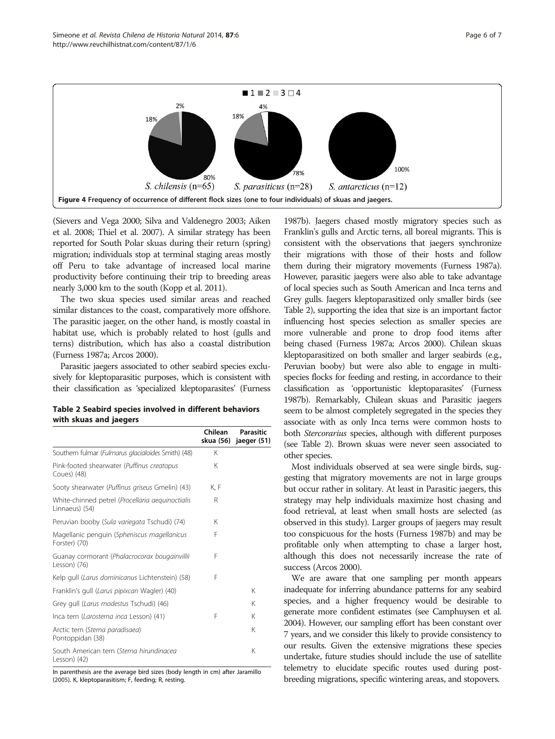**Figure 4 Frequency of occurrence of different flock sizes (one to four individuals) of skuas and jaegers.**

(Sievers and Vega 2000; Silva and Valdenegro 2003; Aiken et al. 2008; Thiel et al. 2007). A similar strategy has been reported for South Polar skuas during their return (spring) migration; individuals stop at terminal staging areas mostly off Peru to take advantage of increased local marine productivity before continuing their trip to breeding areas nearly 3,000 km to the south (Kopp et al. 2011).

The two skua species used similar areas and reached similar distances to the coast, comparatively more offshore. The parasitic jaeger, on the other hand, is mostly coastal in habitat use, which is probably related to host (gulls and terns) distribution, which has also a coastal distribution (Furness 1987a; Arcos 2000).

Parasitic jaegers associated to other seabird species exclusively for kleptoparasitic purposes, which is consistent with their classification as 'specialized kleptoparasites' (Furness 1987b). Jaegers chased mostly migratory species such as Franklin's gulls and Arctic terns, all boreal migrants. This is consistent with the observations that jaegers synchronize their migrations with those of their hosts and follow them during their migratory movements (Furness 1987a). However, parasitic jaegers were also able to take advantage of local species such as South American and Inca terns and Grey gulls. Jaegers kleptoparasitized only smaller birds (see Table 2), supporting the idea that size is an important factor influencing host species selection as smaller species are more vulnerable and prone to drop food items after being chased (Furness 1987a; Arcos 2000). Chilean skuas kleptoparasitized on both smaller and larger seabirds (e.g., Peruvian booby) but were also able to engage in multi-species flocks for feeding and resting, in accordance to their classification as 'opportunistic kleptoparasites' (Furness 1987b). Remarkably, Chilean skuas and Parasitic jaegers seem to be almost completely segregated in the species they associate with as only Inca terns were common hosts to both *Stercorarius* species, although with different purposes (see Table 2). Brown skuas were never seen associated to other species.

**Table 2 Seabird species involved in different behaviors with skuas and jaegers**

| | Chilean skua (56) | Parasitic jaeger (51) |
|---|---|---|
| Southern fulmar (*Fulmarus glacialoides* Smith) (48) | K | |
| Pink-footed shearwater (*Puffinus creatopus* Coues) (48) | K | |
| Sooty shearwater (*Puffinus griseus* Gmelin) (43) | K, F | |
| White-chinned petrel (*Procellaria aequinoctialis* Linnaeus) (54) | R | |
| Peruvian booby (*Sula variegata* Tschudi) (74) | K | |
| Magellanic penguin (*Spheniscus magellanicus* Forster) (70) | F | |
| Guanay cormorant (*Phalacrocorax bougainvillii* Lesson) (76) | F | |
| Kelp gull (*Larus dominicanus* Lichtenstein) (58) | F | |
| Franklin's gull (*Larus pipixcan* Wagler) (40) | | K |
| Grey gull (*Larus modestus* Tschudi) (46) | | K |
| Inca tern (*Larosterna inca* Lesson) (41) | F | K |
| Arctic tern (*Sterna paradisaea*) Pontoppidan (38) | | K |
| South American tern (*Sterna hirundinacea* Lesson) (42) | | K |

In parenthesis are the average bird sizes (body length in cm) after Jaramillo (2005). K, kleptoparasitism; F, feeding; R, resting.

Most individuals observed at sea were single birds, suggesting that migratory movements are not in large groups but occur rather in solitary. At least in Parasitic jaegers, this strategy may help individuals maximize host chasing and food retrieval, at least when small hosts are selected (as observed in this study). Larger groups of jaegers may result too conspicuous for the hosts (Furness 1987b) and may be profitable only when attempting to chase a larger host, although this does not necessarily increase the rate of success (Arcos 2000).

We are aware that one sampling per month appears inadequate for inferring abundance patterns for any seabird species, and a higher frequency would be desirable to generate more confident estimates (see Camphuysen et al. 2004). However, our sampling effort has been constant over 7 years, and we consider this likely to provide consistency to our results. Given the extensive migrations these species undertake, future studies should include the use of satellite telemetry to elucidate specific routes used during post-breeding migrations, specific wintering areas, and stopovers.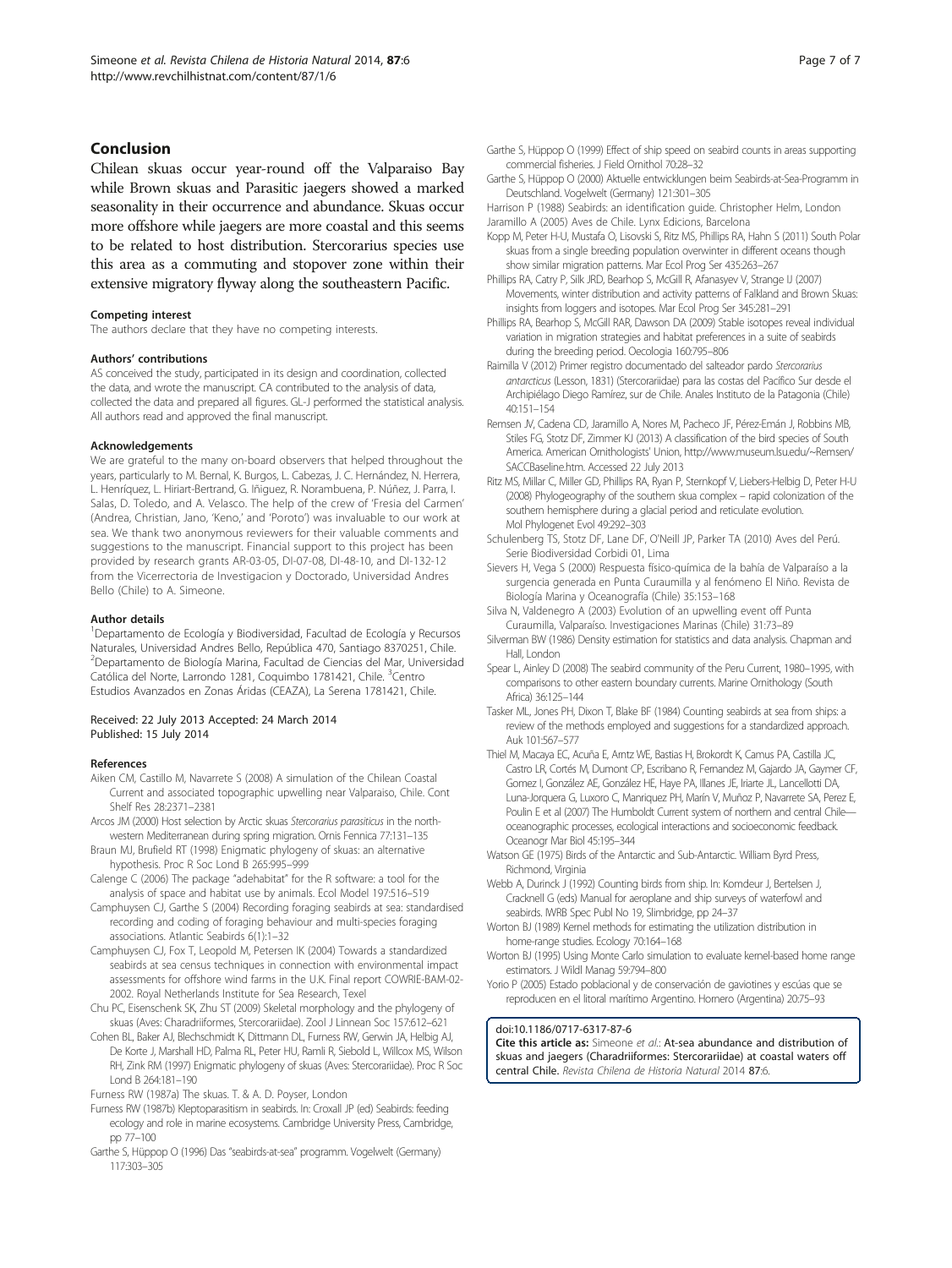## Conclusion

Chilean skuas occur year-round off the Valparaiso Bay while Brown skuas and Parasitic jaegers showed a marked seasonality in their occurrence and abundance. Skuas occur more offshore while jaegers are more coastal and this seems to be related to host distribution. Stercorarius species use this area as a commuting and stopover zone within their extensive migratory flyway along the southeastern Pacific.

### Competing interest

The authors declare that they have no competing interests.

### Authors' contributions

AS conceived the study, participated in its design and coordination, collected the data, and wrote the manuscript. CA contributed to the analysis of data, collected the data and prepared all figures. GL-J performed the statistical analysis. All authors read and approved the final manuscript.

### Acknowledgements

We are grateful to the many on-board observers that helped throughout the years, particularly to M. Bernal, K. Burgos, L. Cabezas, J. C. Hernández, N. Herrera, L. Henríquez, L. Hiriart-Bertrand, G. Iñiguez, R. Norambuena, P. Núñez, J. Parra, I. Salas, D. Toledo, and A. Velasco. The help of the crew of 'Fresia del Carmen' (Andrea, Christian, Jano, 'Keno,' and 'Poroto') was invaluable to our work at sea. We thank two anonymous reviewers for their valuable comments and suggestions to the manuscript. Financial support to this project has been provided by research grants AR-03-05, DI-07-08, DI-48-10, and DI-132-12 from the Vicerrectoria de Investigacion y Doctorado, Universidad Andres Bello (Chile) to A. Simeone.

### Author details

[1]Departamento de Ecología y Biodiversidad, Facultad de Ecología y Recursos Naturales, Universidad Andres Bello, República 470, Santiago 8370251, Chile. [2]Departamento de Biología Marina, Facultad de Ciencias del Mar, Universidad Católica del Norte, Larrondo 1281, Coquimbo 1781421, Chile. [3]Centro Estudios Avanzados en Zonas Áridas (CEAZA), La Serena 1781421, Chile.

Received: 22 July 2013 Accepted: 24 March 2014
Published: 15 July 2014

### References

Aiken CM, Castillo M, Navarrete S (2008) A simulation of the Chilean Coastal Current and associated topographic upwelling near Valparaiso, Chile. Cont Shelf Res 28:2371–2381

Arcos JM (2000) Host selection by Arctic skuas *Stercorarius parasiticus* in the north-western Mediterranean during spring migration. Ornis Fennica 77:131–135

Braun MJ, Brufield RT (1998) Enigmatic phylogeny of skuas: an alternative hypothesis. Proc R Soc Lond B 265:995–999

Calenge C (2006) The package "adehabitat" for the R software: a tool for the analysis of space and habitat use by animals. Ecol Model 197:516–519

Camphuysen CJ, Garthe S (2004) Recording foraging seabirds at sea: standardised recording and coding of foraging behaviour and multi-species foraging associations. Atlantic Seabirds 6(1):1–32

Camphuysen CJ, Fox T, Leopold M, Petersen IK (2004) Towards a standardized seabirds at sea census techniques in connection with environmental impact assessments for offshore wind farms in the U.K. Final report COWRIE-BAM-02-2002. Royal Netherlands Institute for Sea Research, Texel

Chu PC, Eisenschenk SK, Zhu ST (2009) Skeletal morphology and the phylogeny of skuas (Aves: Charadriiformes, Stercorariidae). Zool J Linnean Soc 157:612–621

Cohen BL, Baker AJ, Blechschmidt K, Dittmann DL, Furness RW, Gerwin JA, Helbig AJ, De Korte J, Marshall HD, Palma RL, Peter HU, Ramli R, Siebold I, Willcox MS, Wilson RH, Zink RM (1997) Enigmatic phylogeny of skuas (Aves: Stercorariidae). Proc R Soc Lond B 264:181–190

Furness RW (1987a) The skuas. T. & A. D. Poyser, London

Furness RW (1987b) Kleptoparasitism in seabirds. In: Croxall JP (ed) Seabirds: feeding ecology and role in marine ecosystems. Cambridge University Press, Cambridge, pp 77–100

Garthe S, Hüppop O (1996) Das "seabirds-at-sea" programm. Vogelwelt (Germany) 117:303–305

Garthe S, Hüppop O (1999) Effect of ship speed on seabird counts in areas supporting commercial fisheries. J Field Ornithol 70:28–32

Garthe S, Hüppop O (2000) Aktuelle entwicklungen beim Seabirds-at-Sea-Programm in Deutschland. Vogelwelt (Germany) 121:301–305

Harrison P (1988) Seabirds: an identification guide. Christopher Helm, London

Jaramillo A (2005) Aves de Chile. Lynx Edicions, Barcelona

Kopp M, Peter H-U, Mustafa O, Lisovski S, Ritz MS, Phillips RA, Hahn S (2011) South Polar skuas from a single breeding population overwinter in different oceans though show similar migration patterns. Mar Ecol Prog Ser 435:263–267

Phillips RA, Catry P, Silk JRD, Bearhop S, McGill R, Afanasyev V, Strange IJ (2007) Movements, winter distribution and activity patterns of Falkland and Brown Skuas: insights from loggers and isotopes. Mar Ecol Prog Ser 345:281–291

Phillips RA, Bearhop S, McGill RAR, Dawson DA (2009) Stable isotopes reveal individual variation in migration strategies and habitat preferences in a suite of seabirds during the breeding period. Oecologia 160:795–806

Raimilla V (2012) Primer registro documentado del salteador pardo *Stercorarius antarcticus* (Lesson, 1831) (Stercorariidae) para las costas del Pacífico Sur desde el Archipiélago Diego Ramírez, sur de Chile. Anales Instituto de la Patagonia (Chile) 40:151–154

Remsen JV, Cadena CD, Jaramillo A, Nores M, Pacheco JF, Pérez-Emán J, Robbins MB, Stiles FG, Stotz DF, Zimmer KJ (2013) A classification of the bird species of South America. American Ornithologists' Union, http://www.museum.lsu.edu/~Remsen/SACCBaseline.htm. Accessed 22 July 2013

Ritz MS, Millar C, Miller GD, Phillips RA, Ryan P, Sternkopf V, Liebers-Helbig D, Peter H-U (2008) Phylogeography of the southern skua complex – rapid colonization of the southern hemisphere during a glacial period and reticulate evolution. Mol Phylogenet Evol 49:292–303

Schulenberg TS, Stotz DF, Lane DF, O'Neill JP, Parker TA (2010) Aves del Perú. Serie Biodiversidad Corbidi 01, Lima

Sievers H, Vega S (2000) Respuesta físico-química de la bahía de Valparaíso a la surgencia generada en Punta Curaumilla y al fenómeno El Niño. Revista de Biología Marina y Oceanografía (Chile) 35:153–168

Silva N, Valdenegro A (2003) Evolution of an upwelling event off Punta Curaumilla, Valparaíso. Investigaciones Marinas (Chile) 31:73–89

Silverman BW (1986) Density estimation for statistics and data analysis. Chapman and Hall, London

Spear L, Ainley D (2008) The seabird community of the Peru Current, 1980–1995, with comparisons to other eastern boundary currents. Marine Ornithology (South Africa) 36:125–144

Tasker ML, Jones PH, Dixon T, Blake BF (1984) Counting seabirds at sea from ships: a review of the methods employed and suggestions for a standardized approach. Auk 101:567–577

Thiel M, Macaya EC, Acuña E, Arntz WE, Bastias H, Brokordt K, Camus PA, Castilla JC, Castro LR, Cortés M, Dumont CP, Escribano R, Fernandez M, Gajardo JA, Gaymer CF, Gomez I, González AE, González HE, Haye PA, Illanes JE, Iriarte JL, Lancellotti DA, Luna-Jorquera G, Luxoro C, Manriquez PH, Marín V, Muñoz P, Navarrete SA, Perez E, Poulin E et al (2007) The Humboldt Current system of northern and central Chile—oceanographic processes, ecological interactions and socioeconomic feedback. Oceanogr Mar Biol 45:195–344

Watson GE (1975) Birds of the Antarctic and Sub-Antarctic. William Byrd Press, Richmond, Virginia

Webb A, Durinck J (1992) Counting birds from ship. In: Komdeur J, Bertelsen J, Cracknell G (eds) Manual for aeroplane and ship surveys of waterfowl and seabirds. IWRB Spec Publ No 19, Slimbridge, pp 24–37

Worton BJ (1989) Kernel methods for estimating the utilization distribution in home-range studies. Ecology 70:164–168

Worton BJ (1995) Using Monte Carlo simulation to evaluate kernel-based home range estimators. J Wildl Manag 59:794–800

Yorio P (2005) Estado poblacional y de conservación de gaviotines y escúas que se reproducen en el litoral marítimo Argentino. Hornero (Argentina) 20:75–93

doi:10.1186/0717-6317-87-6

**Cite this article as:** Simeone *et al.*: At-sea abundance and distribution of skuas and jaegers (Charadriiformes: Stercorariidae) at coastal waters off central Chile. *Revista Chilena de Historia Natural* 2014 **87**:6.